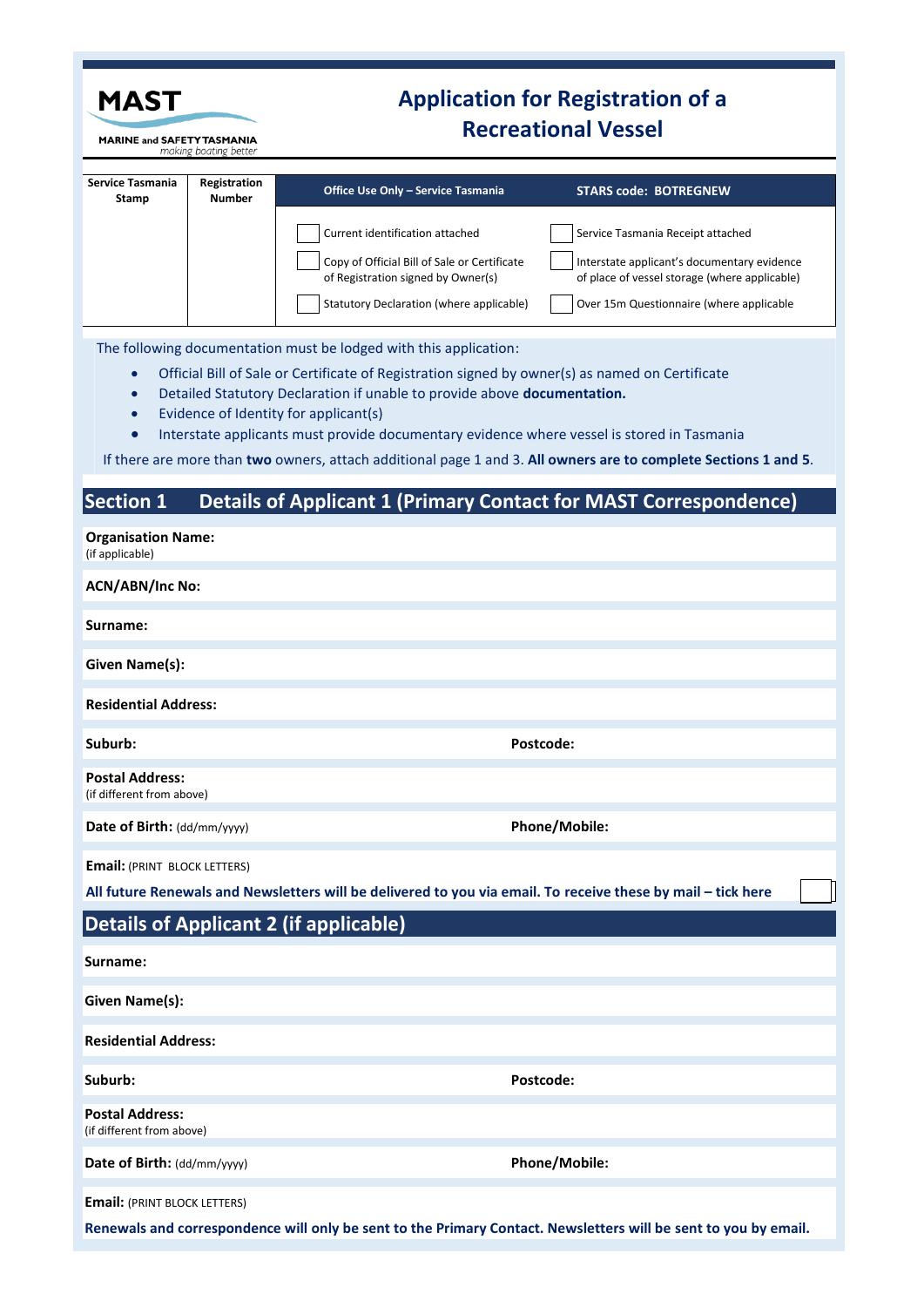# MAST

MARINE and SAFETY TASMANIA
*making boating better*

# Application for Registration of a Recreational Vessel

| Service Tasmania Stamp | Registration Number | Office Use Only – Service Tasmania | STARS code: BOTREGNEW |
|---|---|---|---|
| | | ☐ Current identification attached | ☐ Service Tasmania Receipt attached |
| | | ☐ Copy of Official Bill of Sale or Certificate of Registration signed by Owner(s) | ☐ Interstate applicant's documentary evidence of place of vessel storage (where applicable) |
| | | ☐ Statutory Declaration (where applicable) | ☐ Over 15m Questionnaire (where applicable |

The following documentation must be lodged with this application:

- Official Bill of Sale or Certificate of Registration signed by owner(s) as named on Certificate
- Detailed Statutory Declaration if unable to provide above **documentation.**
- Evidence of Identity for applicant(s)
- Interstate applicants must provide documentary evidence where vessel is stored in Tasmania

If there are more than **two** owners, attach additional page 1 and 3. **All owners are to complete Sections 1 and 5**.

## Section 1 Details of Applicant 1 (Primary Contact for MAST Correspondence)

**Organisation Name:**
(if applicable)

**ACN/ABN/Inc No:**

**Surname:**

**Given Name(s):**

**Residential Address:**

**Suburb:** **Postcode:**

**Postal Address:**
(if different from above)

**Date of Birth:** (dd/mm/yyyy) **Phone/Mobile:**

**Email:** (PRINT BLOCK LETTERS)

**All future Renewals and Newsletters will be delivered to you via email. To receive these by mail – tick here** ☐

## Details of Applicant 2 (if applicable)

**Surname:**

**Given Name(s):**

**Residential Address:**

**Suburb:** **Postcode:**

**Postal Address:**
(if different from above)

**Date of Birth:** (dd/mm/yyyy) **Phone/Mobile:**

**Email:** (PRINT BLOCK LETTERS)

**Renewals and correspondence will only be sent to the Primary Contact. Newsletters will be sent to you by email.**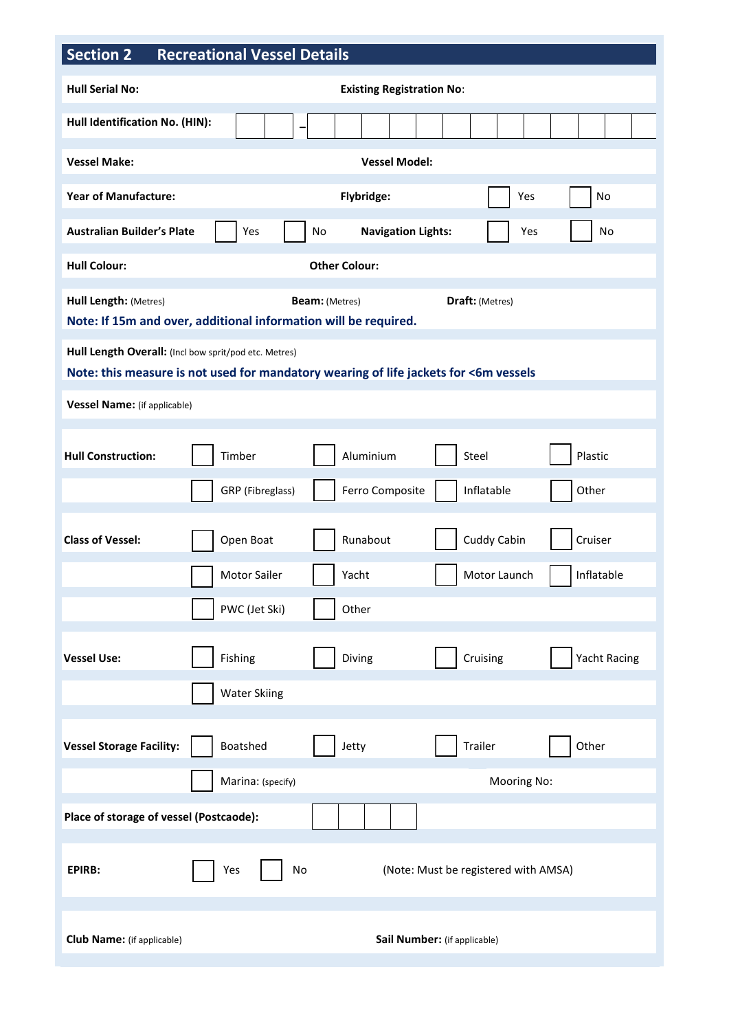## Section 2 Recreational Vessel Details

**Hull Serial No:** **Existing Registration No**:

**Hull Identification No. (HIN):** | | | – | | | | | | | | | | | | | | |

**Vessel Make:** **Vessel Model:**

**Year of Manufacture:** **Flybridge:** ☐ Yes ☐ No

**Australian Builder's Plate** ☐ Yes ☐ No **Navigation Lights:** ☐ Yes ☐ No

**Hull Colour:** **Other Colour:**

**Hull Length:** (Metres) **Beam:** (Metres) **Draft:** (Metres)

**Note: If 15m and over, additional information will be required.**

**Hull Length Overall:** (Incl bow sprit/pod etc. Metres)

**Note: this measure is not used for mandatory wearing of life jackets for <6m vessels**

**Vessel Name:** (if applicable)

| | | | | |
|---|---|---|---|---|
| **Hull Construction:** | ☐ Timber | ☐ Aluminium | ☐ Steel | ☐ Plastic |
| | ☐ GRP (Fibreglass) | ☐ Ferro Composite | ☐ Inflatable | ☐ Other |
| **Class of Vessel:** | ☐ Open Boat | ☐ Runabout | ☐ Cuddy Cabin | ☐ Cruiser |
| | ☐ Motor Sailer | ☐ Yacht | ☐ Motor Launch | ☐ Inflatable |
| | ☐ PWC (Jet Ski) | ☐ Other | | |
| **Vessel Use:** | ☐ Fishing | ☐ Diving | ☐ Cruising | ☐ Yacht Racing |
| | ☐ Water Skiing | | | |
| **Vessel Storage Facility:** | ☐ Boatshed | ☐ Jetty | ☐ Trailer | ☐ Other |
| | ☐ Marina: (specify) | | Mooring No: | |

**Place of storage of vessel (Postcaode):** | | | | |

**EPIRB:** ☐ Yes ☐ No (Note: Must be registered with AMSA)

**Club Name:** (if applicable) **Sail Number:** (if applicable)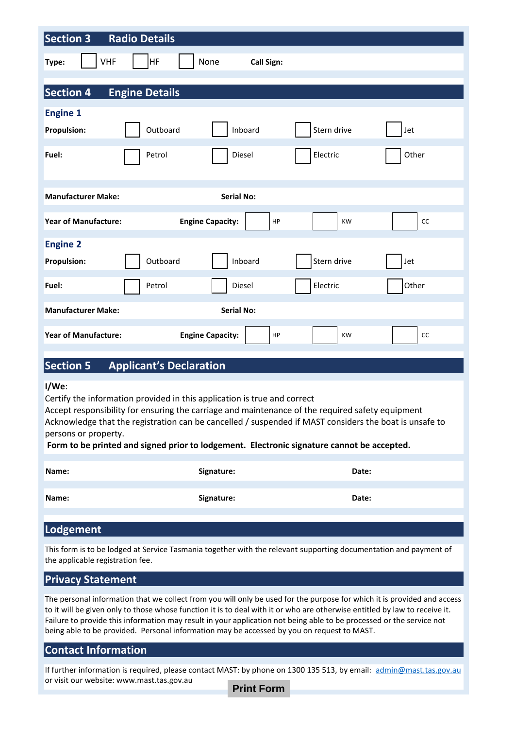## Section 3 Radio Details

**Type:** ☐ VHF ☐ HF ☐ None **Call Sign:**

## Section 4 Engine Details

### Engine 1

**Propulsion:** ☐ Outboard ☐ Inboard ☐ Stern drive ☐ Jet

**Fuel:** ☐ Petrol ☐ Diesel ☐ Electric ☐ Other

**Manufacturer Make:** **Serial No:**

**Year of Manufacture:** **Engine Capacity:** ☐ HP ☐ KW ☐ CC

### Engine 2

**Propulsion:** ☐ Outboard ☐ Inboard ☐ Stern drive ☐ Jet

**Fuel:** ☐ Petrol ☐ Diesel ☐ Electric ☐ Other

**Manufacturer Make:** **Serial No:**

**Year of Manufacture:** **Engine Capacity:** ☐ HP ☐ KW ☐ CC

## Section 5 Applicant's Declaration

**I/We**:

Certify the information provided in this application is true and correct

Accept responsibility for ensuring the carriage and maintenance of the required safety equipment

Acknowledge that the registration can be cancelled / suspended if MAST considers the boat is unsafe to persons or property.

**Form to be printed and signed prior to lodgement. Electronic signature cannot be accepted.**

**Name:** **Signature:** **Date:**

**Name:** **Signature:** **Date:**

## Lodgement

This form is to be lodged at Service Tasmania together with the relevant supporting documentation and payment of the applicable registration fee.

## Privacy Statement

The personal information that we collect from you will only be used for the purpose for which it is provided and access to it will be given only to those whose function it is to deal with it or who are otherwise entitled by law to receive it. Failure to provide this information may result in your application not being able to be processed or the service not being able to be provided. Personal information may be accessed by you on request to MAST.

## Contact Information

If further information is required, please contact MAST: by phone on 1300 135 513, by email: admin@mast.tas.gov.au or visit our website: www.mast.tas.gov.au

Print Form